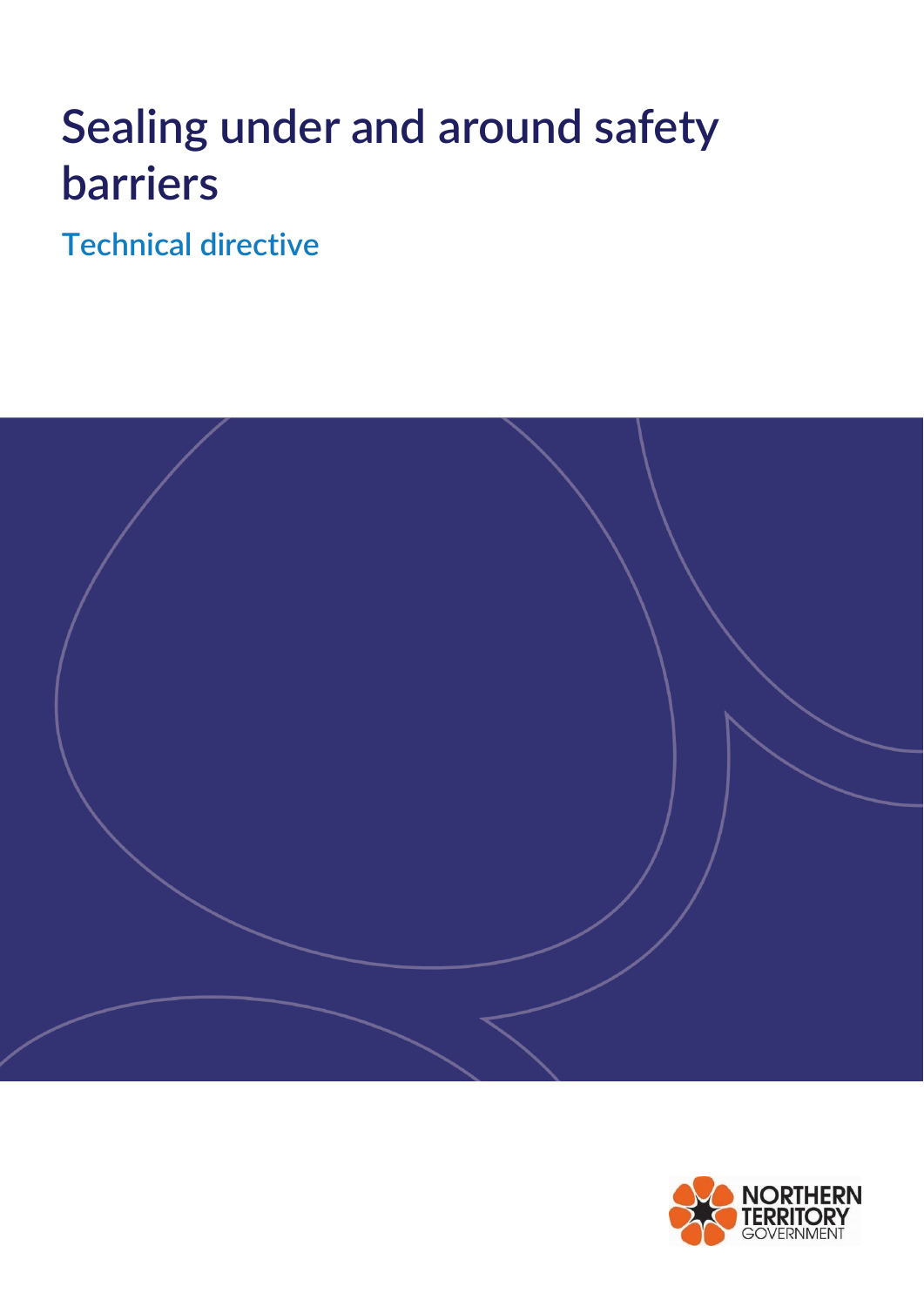# Sealing under and around safety barriers

## Technical directive

NORTHERN TERRITORY GOVERNMENT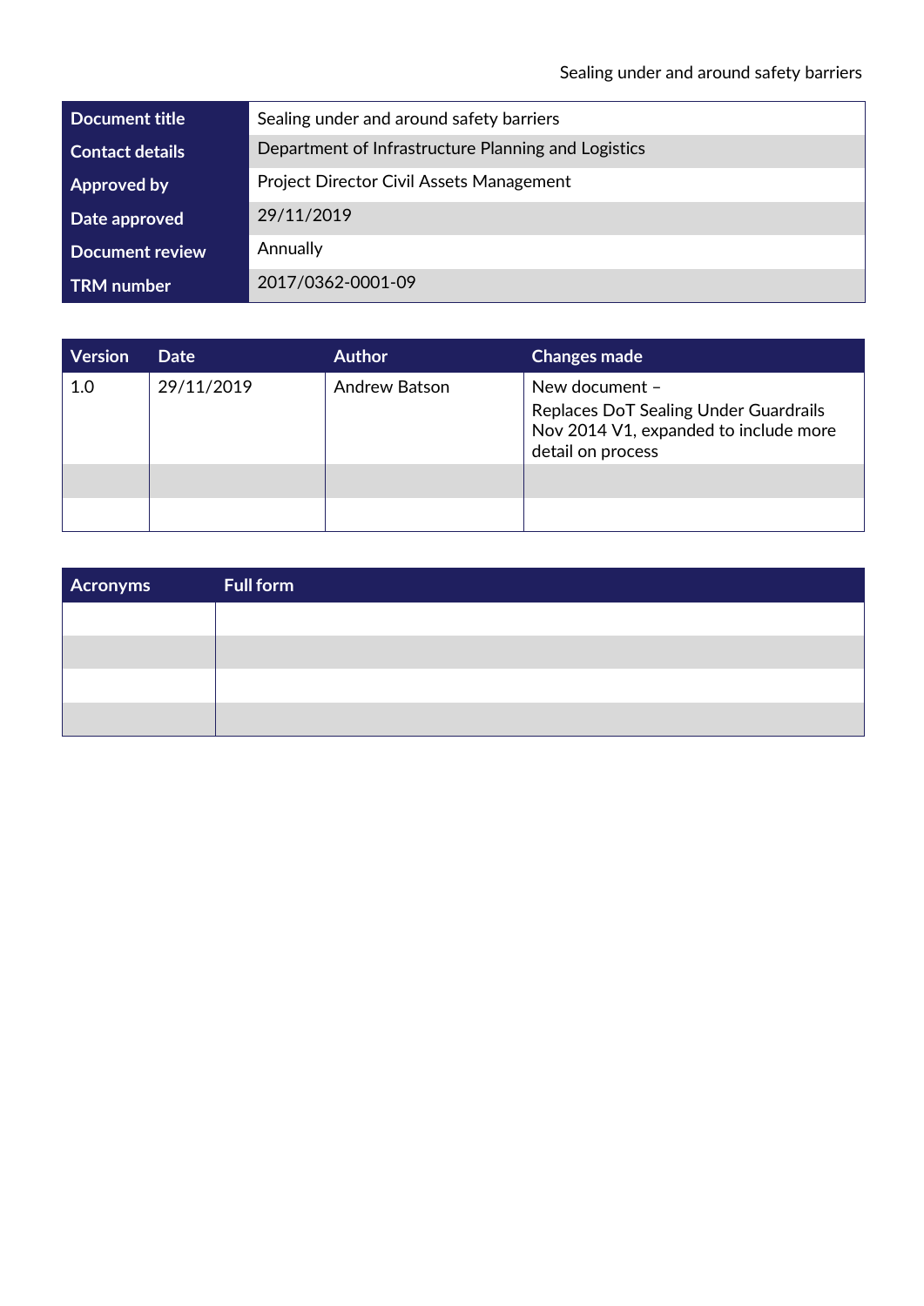| Document title | Sealing under and around safety barriers |
| --- | --- |
| Contact details | Department of Infrastructure Planning and Logistics |
| Approved by | Project Director Civil Assets Management |
| Date approved | 29/11/2019 |
| Document review | Annually |
| TRM number | 2017/0362-0001-09 |

| Version | Date | Author | Changes made |
| --- | --- | --- | --- |
| 1.0 | 29/11/2019 | Andrew Batson | New document – Replaces DoT Sealing Under Guardrails Nov 2014 V1, expanded to include more detail on process |
| | | | |
| | | | |

| Acronyms | Full form |
| --- | --- |
| | |
| | |
| | |
| | |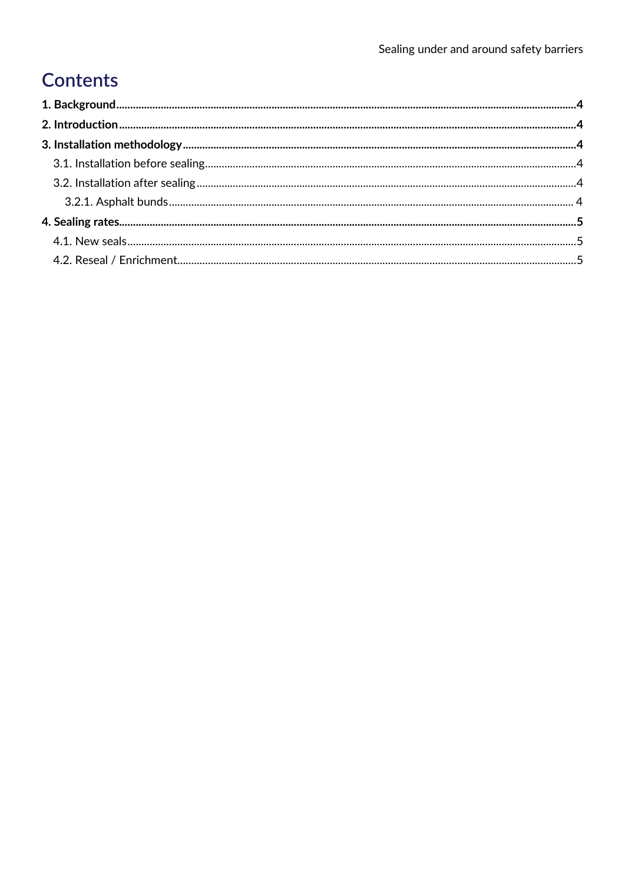# Contents

**1. Background** .......... **4**

**2. Introduction** .......... **4**

**3. Installation methodology** .......... **4**

- 3.1. Installation before sealing .......... 4
- 3.2. Installation after sealing .......... 4
  - 3.2.1. Asphalt bunds .......... 4

**4. Sealing rates** .......... **5**

- 4.1. New seals .......... 5
- 4.2. Reseal / Enrichment .......... 5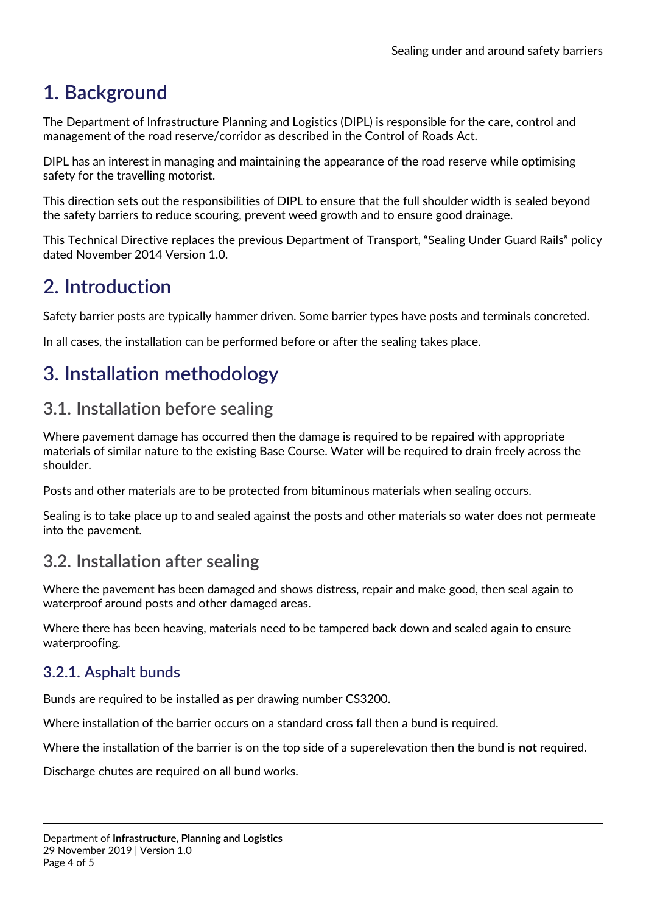# 1. Background

The Department of Infrastructure Planning and Logistics (DIPL) is responsible for the care, control and management of the road reserve/corridor as described in the Control of Roads Act.

DIPL has an interest in managing and maintaining the appearance of the road reserve while optimising safety for the travelling motorist.

This direction sets out the responsibilities of DIPL to ensure that the full shoulder width is sealed beyond the safety barriers to reduce scouring, prevent weed growth and to ensure good drainage.

This Technical Directive replaces the previous Department of Transport, "Sealing Under Guard Rails" policy dated November 2014 Version 1.0.

# 2. Introduction

Safety barrier posts are typically hammer driven. Some barrier types have posts and terminals concreted.

In all cases, the installation can be performed before or after the sealing takes place.

# 3. Installation methodology

## 3.1. Installation before sealing

Where pavement damage has occurred then the damage is required to be repaired with appropriate materials of similar nature to the existing Base Course. Water will be required to drain freely across the shoulder.

Posts and other materials are to be protected from bituminous materials when sealing occurs.

Sealing is to take place up to and sealed against the posts and other materials so water does not permeate into the pavement.

## 3.2. Installation after sealing

Where the pavement has been damaged and shows distress, repair and make good, then seal again to waterproof around posts and other damaged areas.

Where there has been heaving, materials need to be tampered back down and sealed again to ensure waterproofing.

### 3.2.1. Asphalt bunds

Bunds are required to be installed as per drawing number CS3200.

Where installation of the barrier occurs on a standard cross fall then a bund is required.

Where the installation of the barrier is on the top side of a superelevation then the bund is **not** required.

Discharge chutes are required on all bund works.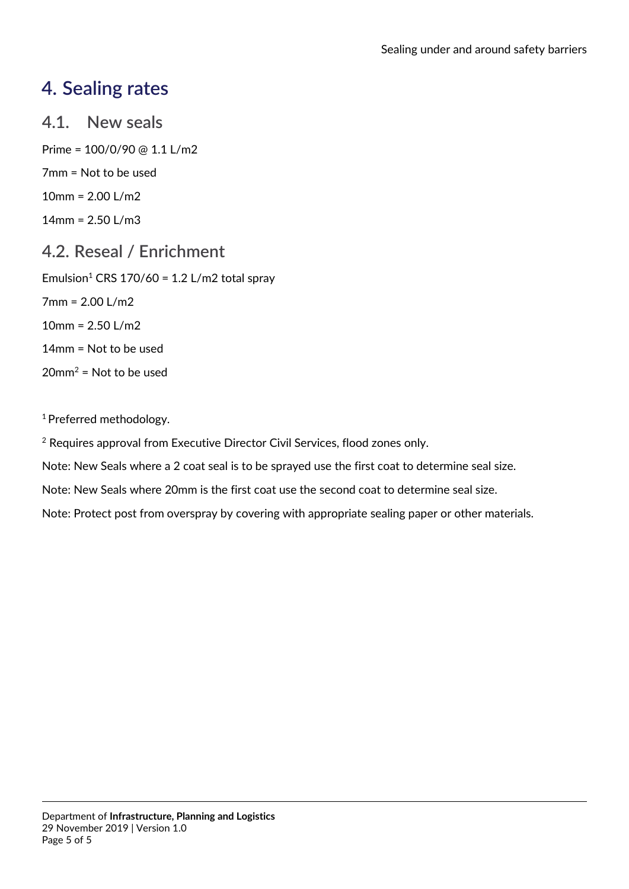# 4. Sealing rates

## 4.1. New seals

Prime = 100/0/90 @ 1.1 L/m2

7mm = Not to be used

10mm = 2.00 L/m2

14mm = 2.50 L/m3

## 4.2. Reseal / Enrichment

Emulsion[1] CRS 170/60 = 1.2 L/m2 total spray

7mm = 2.00 L/m2

10mm = 2.50 L/m2

14mm = Not to be used

20mm[2] = Not to be used

[1] Preferred methodology.

[2] Requires approval from Executive Director Civil Services, flood zones only.

Note: New Seals where a 2 coat seal is to be sprayed use the first coat to determine seal size.

Note: New Seals where 20mm is the first coat use the second coat to determine seal size.

Note: Protect post from overspray by covering with appropriate sealing paper or other materials.